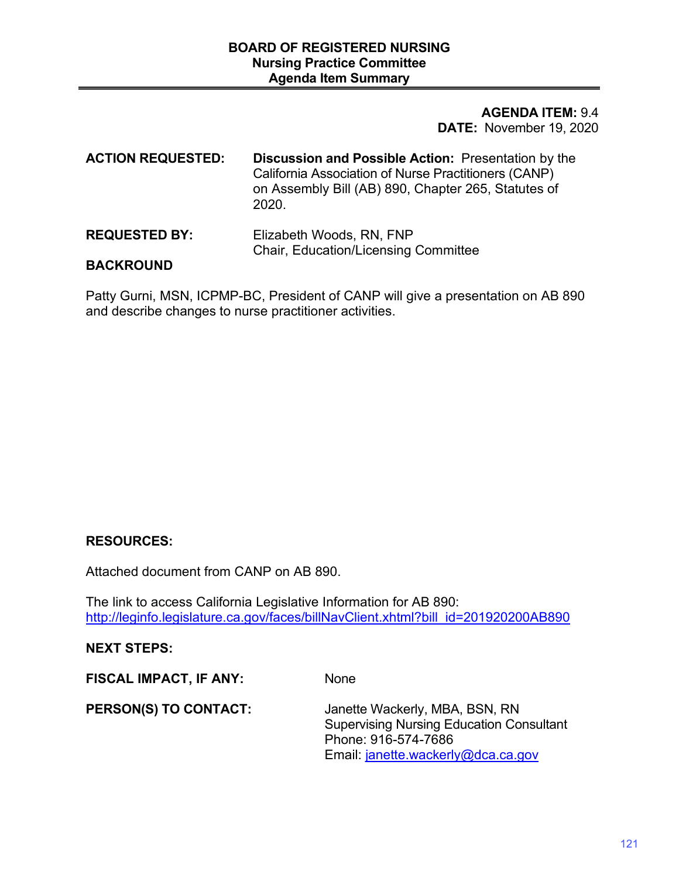**BOARD OF REGISTERED NURSING**
**Nursing Practice Committee**
**Agenda Item Summary**

**AGENDA ITEM:** 9.4
**DATE:** November 19, 2020

**ACTION REQUESTED:** **Discussion and Possible Action:** Presentation by the California Association of Nurse Practitioners (CANP) on Assembly Bill (AB) 890, Chapter 265, Statutes of 2020.

**REQUESTED BY:** Elizabeth Woods, RN, FNP
Chair, Education/Licensing Committee

**BACKROUND**

Patty Gurni, MSN, ICPMP-BC, President of CANP will give a presentation on AB 890 and describe changes to nurse practitioner activities.

**RESOURCES:**

Attached document from CANP on AB 890.

The link to access California Legislative Information for AB 890:
[http://leginfo.legislature.ca.gov/faces/billNavClient.xhtml?bill_id=201920200AB890](http://leginfo.legislature.ca.gov/faces/billNavClient.xhtml?bill_id=201920200AB890)

**NEXT STEPS:**

**FISCAL IMPACT, IF ANY:** None

**PERSON(S) TO CONTACT:** Janette Wackerly, MBA, BSN, RN
Supervising Nursing Education Consultant
Phone: 916-574-7686
Email: [janette.wackerly@dca.ca.gov](mailto:janette.wackerly@dca.ca.gov)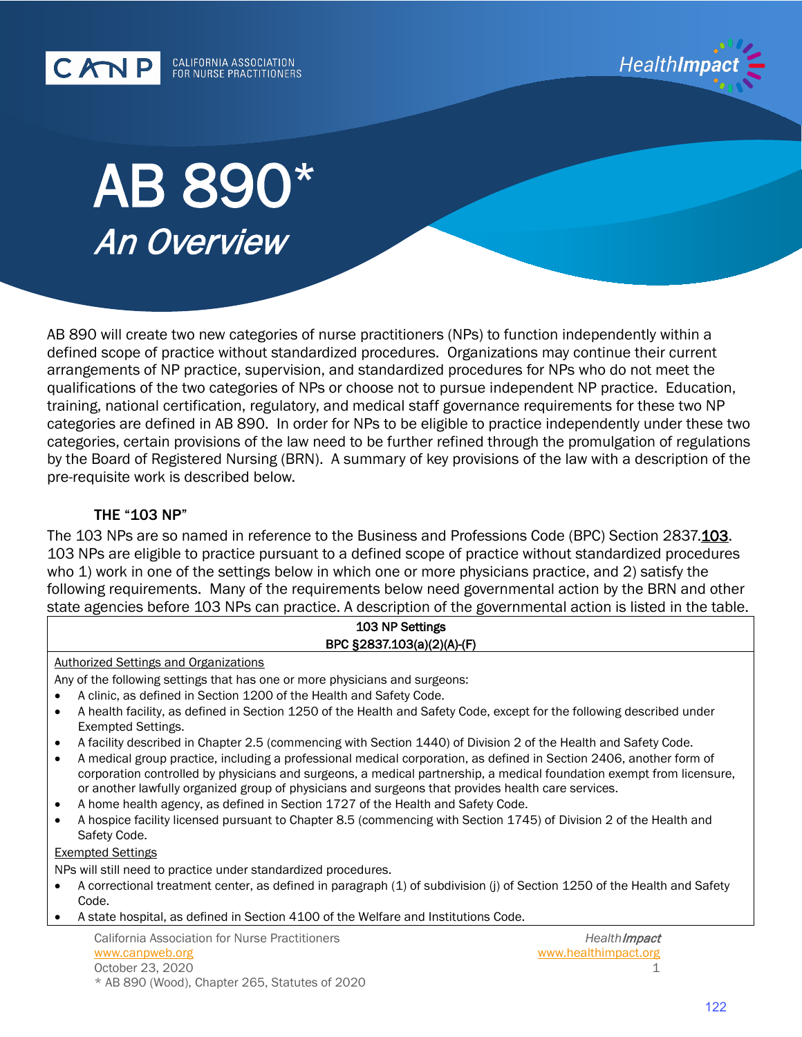# AB 890*

## *An Overview*

AB 890 will create two new categories of nurse practitioners (NPs) to function independently within a defined scope of practice without standardized procedures. Organizations may continue their current arrangements of NP practice, supervision, and standardized procedures for NPs who do not meet the qualifications of the two categories of NPs or choose not to pursue independent NP practice. Education, training, national certification, regulatory, and medical staff governance requirements for these two NP categories are defined in AB 890. In order for NPs to be eligible to practice independently under these two categories, certain provisions of the law need to be further refined through the promulgation of regulations by the Board of Registered Nursing (BRN). A summary of key provisions of the law with a description of the pre-requisite work is described below.

### THE "103 NP"

The 103 NPs are so named in reference to the Business and Professions Code (BPC) Section 2837.103. 103 NPs are eligible to practice pursuant to a defined scope of practice without standardized procedures who 1) work in one of the settings below in which one or more physicians practice, and 2) satisfy the following requirements. Many of the requirements below need governmental action by the BRN and other state agencies before 103 NPs can practice. A description of the governmental action is listed in the table.

| 103 NP Settings<br>BPC §2837.103(a)(2)(A)-(F) |
|---|
| Authorized Settings and Organizations<br>Any of the following settings that has one or more physicians and surgeons:<br>• A clinic, as defined in Section 1200 of the Health and Safety Code.<br>• A health facility, as defined in Section 1250 of the Health and Safety Code, except for the following described under Exempted Settings.<br>• A facility described in Chapter 2.5 (commencing with Section 1440) of Division 2 of the Health and Safety Code.<br>• A medical group practice, including a professional medical corporation, as defined in Section 2406, another form of corporation controlled by physicians and surgeons, a medical partnership, a medical foundation exempt from licensure, or another lawfully organized group of physicians and surgeons that provides health care services.<br>• A home health agency, as defined in Section 1727 of the Health and Safety Code.<br>• A hospice facility licensed pursuant to Chapter 8.5 (commencing with Section 1745) of Division 2 of the Health and Safety Code. |
| Exempted Settings<br>NPs will still need to practice under standardized procedures.<br>• A correctional treatment center, as defined in paragraph (1) of subdivision (j) of Section 1250 of the Health and Safety Code.<br>• A state hospital, as defined in Section 4100 of the Welfare and Institutions Code. |

California Association for Nurse Practitioners
www.canpweb.org
October 23, 2020
\* AB 890 (Wood), Chapter 265, Statutes of 2020

Health*Impact*
www.healthimpact.org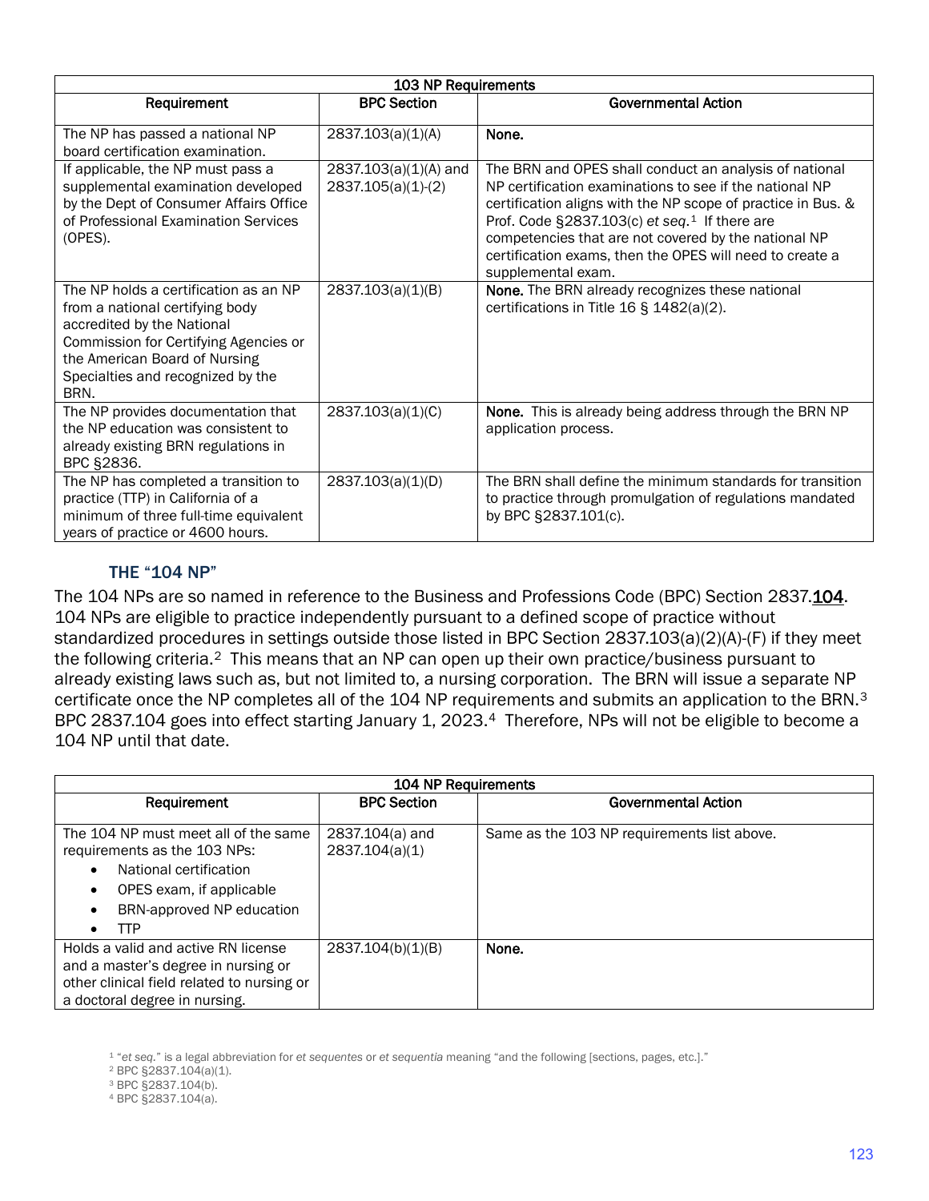| 103 NP Requirements | | |
|---|---|---|
| **Requirement** | **BPC Section** | **Governmental Action** |
| The NP has passed a national NP board certification examination. | 2837.103(a)(1)(A) | **None.** |
| If applicable, the NP must pass a supplemental examination developed by the Dept of Consumer Affairs Office of Professional Examination Services (OPES). | 2837.103(a)(1)(A) and 2837.105(a)(1)-(2) | The BRN and OPES shall conduct an analysis of national NP certification examinations to see if the national NP certification aligns with the NP scope of practice in Bus. & Prof. Code §2837.103(c) *et seq.*[1] If there are competencies that are not covered by the national NP certification exams, then the OPES will need to create a supplemental exam. |
| The NP holds a certification as an NP from a national certifying body accredited by the National Commission for Certifying Agencies or the American Board of Nursing Specialties and recognized by the BRN. | 2837.103(a)(1)(B) | **None.** The BRN already recognizes these national certifications in Title 16 § 1482(a)(2). |
| The NP provides documentation that the NP education was consistent to already existing BRN regulations in BPC §2836. | 2837.103(a)(1)(C) | **None.** This is already being address through the BRN NP application process. |
| The NP has completed a transition to practice (TTP) in California of a minimum of three full-time equivalent years of practice or 4600 hours. | 2837.103(a)(1)(D) | The BRN shall define the minimum standards for transition to practice through promulgation of regulations mandated by BPC §2837.101(c). |

### THE "104 NP"

The 104 NPs are so named in reference to the Business and Professions Code (BPC) Section 2837.104. 104 NPs are eligible to practice independently pursuant to a defined scope of practice without standardized procedures in settings outside those listed in BPC Section 2837.103(a)(2)(A)-(F) if they meet the following criteria.[2] This means that an NP can open up their own practice/business pursuant to already existing laws such as, but not limited to, a nursing corporation. The BRN will issue a separate NP certificate once the NP completes all of the 104 NP requirements and submits an application to the BRN.[3] BPC 2837.104 goes into effect starting January 1, 2023.[4] Therefore, NPs will not be eligible to become a 104 NP until that date.

| 104 NP Requirements | | |
|---|---|---|
| **Requirement** | **BPC Section** | **Governmental Action** |
| The 104 NP must meet all of the same requirements as the 103 NPs:<br>• National certification<br>• OPES exam, if applicable<br>• BRN-approved NP education<br>• TTP | 2837.104(a) and 2837.104(a)(1) | Same as the 103 NP requirements list above. |
| Holds a valid and active RN license and a master's degree in nursing or other clinical field related to nursing or a doctoral degree in nursing. | 2837.104(b)(1)(B) | **None.** |

[1] "*et seq.*" is a legal abbreviation for *et sequentes* or *et sequentia* meaning "and the following [sections, pages, etc.]."
[2] BPC §2837.104(a)(1).
[3] BPC §2837.104(b).
[4] BPC §2837.104(a).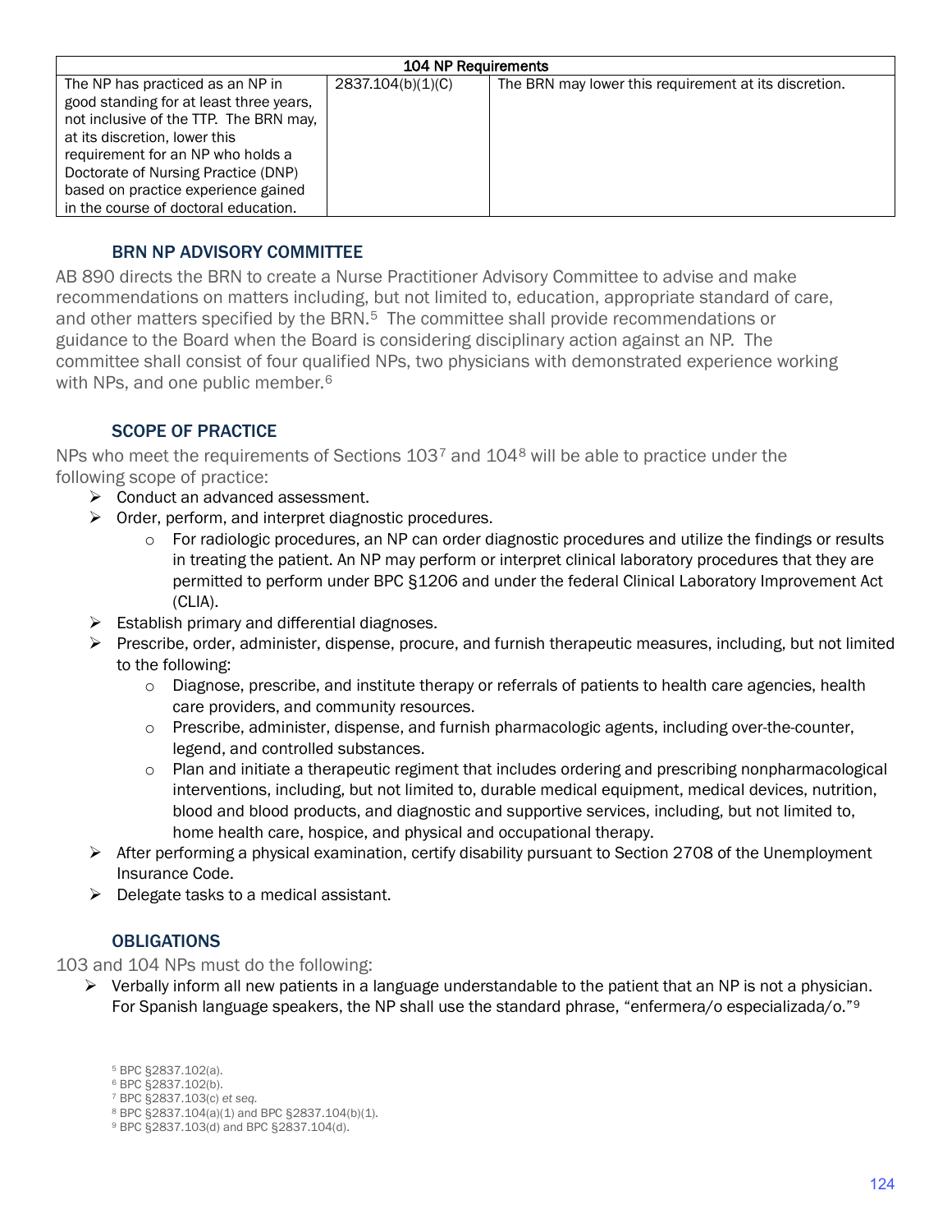| 104 NP Requirements | | |
|---|---|---|
| The NP has practiced as an NP in good standing for at least three years, not inclusive of the TTP. The BRN may, at its discretion, lower this requirement for an NP who holds a Doctorate of Nursing Practice (DNP) based on practice experience gained in the course of doctoral education. | 2837.104(b)(1)(C) | The BRN may lower this requirement at its discretion. |

### BRN NP ADVISORY COMMITTEE

AB 890 directs the BRN to create a Nurse Practitioner Advisory Committee to advise and make recommendations on matters including, but not limited to, education, appropriate standard of care, and other matters specified by the BRN.[5] The committee shall provide recommendations or guidance to the Board when the Board is considering disciplinary action against an NP. The committee shall consist of four qualified NPs, two physicians with demonstrated experience working with NPs, and one public member.[6]

### SCOPE OF PRACTICE

NPs who meet the requirements of Sections 103[7] and 104[8] will be able to practice under the following scope of practice:

- Conduct an advanced assessment.
- Order, perform, and interpret diagnostic procedures.
  - For radiologic procedures, an NP can order diagnostic procedures and utilize the findings or results in treating the patient. An NP may perform or interpret clinical laboratory procedures that they are permitted to perform under BPC §1206 and under the federal Clinical Laboratory Improvement Act (CLIA).
- Establish primary and differential diagnoses.
- Prescribe, order, administer, dispense, procure, and furnish therapeutic measures, including, but not limited to the following:
  - Diagnose, prescribe, and institute therapy or referrals of patients to health care agencies, health care providers, and community resources.
  - Prescribe, administer, dispense, and furnish pharmacologic agents, including over-the-counter, legend, and controlled substances.
  - Plan and initiate a therapeutic regiment that includes ordering and prescribing nonpharmacological interventions, including, but not limited to, durable medical equipment, medical devices, nutrition, blood and blood products, and diagnostic and supportive services, including, but not limited to, home health care, hospice, and physical and occupational therapy.
- After performing a physical examination, certify disability pursuant to Section 2708 of the Unemployment Insurance Code.
- Delegate tasks to a medical assistant.

### OBLIGATIONS

103 and 104 NPs must do the following:

- Verbally inform all new patients in a language understandable to the patient that an NP is not a physician. For Spanish language speakers, the NP shall use the standard phrase, "enfermera/o especializada/o."[9]

[5] BPC §2837.102(a).
[6] BPC §2837.102(b).
[7] BPC §2837.103(c) *et seq.*
[8] BPC §2837.104(a)(1) and BPC §2837.104(b)(1).
[9] BPC §2837.103(d) and BPC §2837.104(d).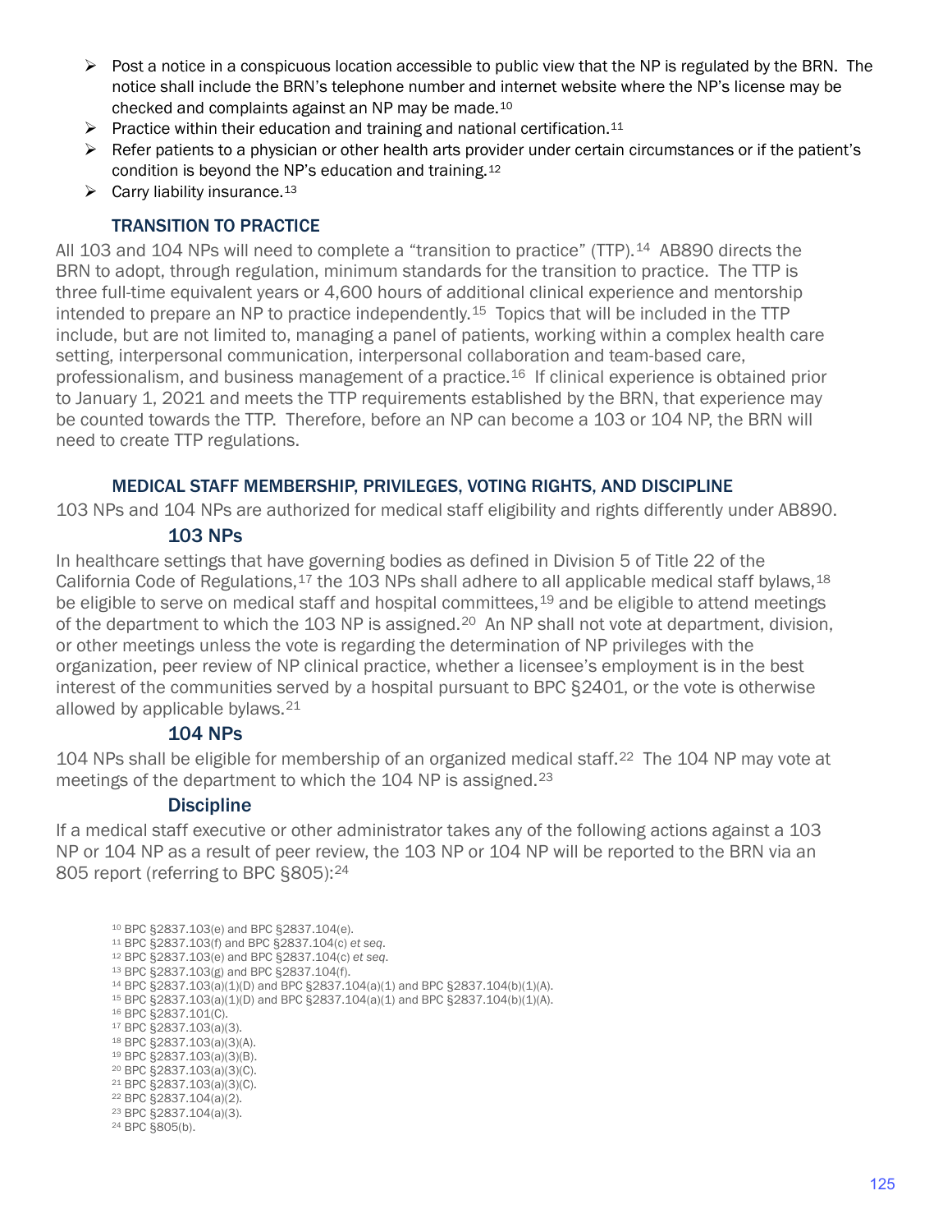- Post a notice in a conspicuous location accessible to public view that the NP is regulated by the BRN. The notice shall include the BRN's telephone number and internet website where the NP's license may be checked and complaints against an NP may be made.[10]
- Practice within their education and training and national certification.[11]
- Refer patients to a physician or other health arts provider under certain circumstances or if the patient's condition is beyond the NP's education and training.[12]
- Carry liability insurance.[13]

### TRANSITION TO PRACTICE

All 103 and 104 NPs will need to complete a "transition to practice" (TTP).[14] AB890 directs the BRN to adopt, through regulation, minimum standards for the transition to practice. The TTP is three full-time equivalent years or 4,600 hours of additional clinical experience and mentorship intended to prepare an NP to practice independently.[15] Topics that will be included in the TTP include, but are not limited to, managing a panel of patients, working within a complex health care setting, interpersonal communication, interpersonal collaboration and team-based care, professionalism, and business management of a practice.[16] If clinical experience is obtained prior to January 1, 2021 and meets the TTP requirements established by the BRN, that experience may be counted towards the TTP. Therefore, before an NP can become a 103 or 104 NP, the BRN will need to create TTP regulations.

### MEDICAL STAFF MEMBERSHIP, PRIVILEGES, VOTING RIGHTS, AND DISCIPLINE

103 NPs and 104 NPs are authorized for medical staff eligibility and rights differently under AB890.

#### 103 NPs

In healthcare settings that have governing bodies as defined in Division 5 of Title 22 of the California Code of Regulations,[17] the 103 NPs shall adhere to all applicable medical staff bylaws,[18] be eligible to serve on medical staff and hospital committees,[19] and be eligible to attend meetings of the department to which the 103 NP is assigned.[20] An NP shall not vote at department, division, or other meetings unless the vote is regarding the determination of NP privileges with the organization, peer review of NP clinical practice, whether a licensee's employment is in the best interest of the communities served by a hospital pursuant to BPC §2401, or the vote is otherwise allowed by applicable bylaws.[21]

#### 104 NPs

104 NPs shall be eligible for membership of an organized medical staff.[22] The 104 NP may vote at meetings of the department to which the 104 NP is assigned.[23]

#### Discipline

If a medical staff executive or other administrator takes any of the following actions against a 103 NP or 104 NP as a result of peer review, the 103 NP or 104 NP will be reported to the BRN via an 805 report (referring to BPC §805):[24]

---

[10] BPC §2837.103(e) and BPC §2837.104(e).
[11] BPC §2837.103(f) and BPC §2837.104(c) *et seq.*
[12] BPC §2837.103(e) and BPC §2837.104(c) *et seq.*
[13] BPC §2837.103(g) and BPC §2837.104(f).
[14] BPC §2837.103(a)(1)(D) and BPC §2837.104(a)(1) and BPC §2837.104(b)(1)(A).
[15] BPC §2837.103(a)(1)(D) and BPC §2837.104(a)(1) and BPC §2837.104(b)(1)(A).
[16] BPC §2837.101(C).
[17] BPC §2837.103(a)(3).
[18] BPC §2837.103(a)(3)(A).
[19] BPC §2837.103(a)(3)(B).
[20] BPC §2837.103(a)(3)(C).
[21] BPC §2837.103(a)(3)(C).
[22] BPC §2837.104(a)(2).
[23] BPC §2837.104(a)(3).
[24] BPC §805(b).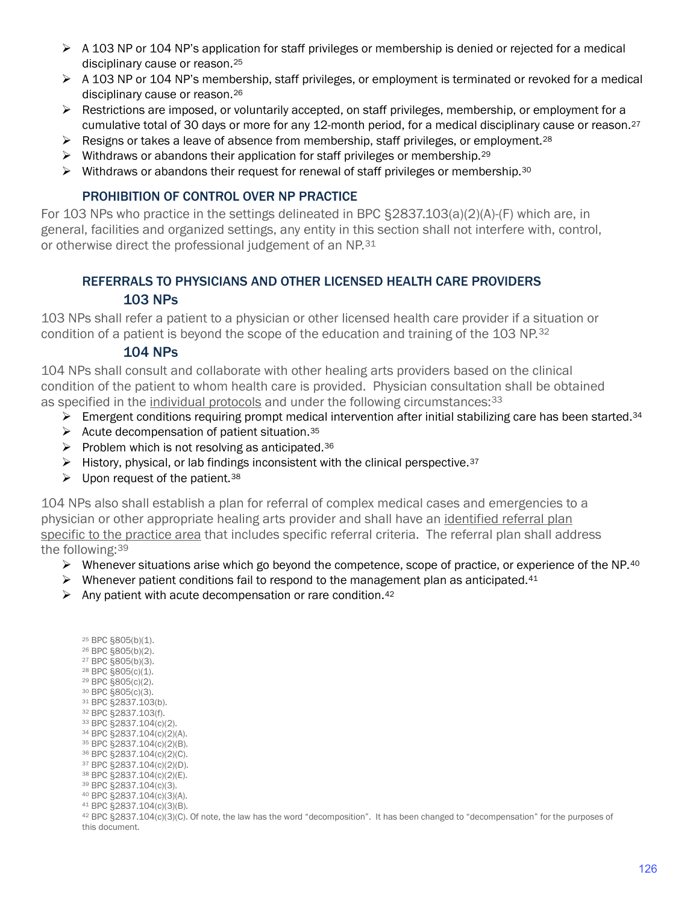- A 103 NP or 104 NP's application for staff privileges or membership is denied or rejected for a medical disciplinary cause or reason.[25]
- A 103 NP or 104 NP's membership, staff privileges, or employment is terminated or revoked for a medical disciplinary cause or reason.[26]
- Restrictions are imposed, or voluntarily accepted, on staff privileges, membership, or employment for a cumulative total of 30 days or more for any 12-month period, for a medical disciplinary cause or reason.[27]
- Resigns or takes a leave of absence from membership, staff privileges, or employment.[28]
- Withdraws or abandons their application for staff privileges or membership.[29]
- Withdraws or abandons their request for renewal of staff privileges or membership.[30]

### PROHIBITION OF CONTROL OVER NP PRACTICE

For 103 NPs who practice in the settings delineated in BPC §2837.103(a)(2)(A)-(F) which are, in general, facilities and organized settings, any entity in this section shall not interfere with, control, or otherwise direct the professional judgement of an NP.[31]

### REFERRALS TO PHYSICIANS AND OTHER LICENSED HEALTH CARE PROVIDERS

#### 103 NPs

103 NPs shall refer a patient to a physician or other licensed health care provider if a situation or condition of a patient is beyond the scope of the education and training of the 103 NP.[32]

#### 104 NPs

104 NPs shall consult and collaborate with other healing arts providers based on the clinical condition of the patient to whom health care is provided. Physician consultation shall be obtained as specified in the individual protocols and under the following circumstances:[33]

- Emergent conditions requiring prompt medical intervention after initial stabilizing care has been started.[34]
- Acute decompensation of patient situation.[35]
- Problem which is not resolving as anticipated.[36]
- History, physical, or lab findings inconsistent with the clinical perspective.[37]
- Upon request of the patient.[38]

104 NPs also shall establish a plan for referral of complex medical cases and emergencies to a physician or other appropriate healing arts provider and shall have an identified referral plan specific to the practice area that includes specific referral criteria. The referral plan shall address the following:[39]

- Whenever situations arise which go beyond the competence, scope of practice, or experience of the NP.[40]
- Whenever patient conditions fail to respond to the management plan as anticipated.[41]
- Any patient with acute decompensation or rare condition.[42]

[25] BPC §805(b)(1).
[26] BPC §805(b)(2).
[27] BPC §805(b)(3).
[28] BPC §805(c)(1).
[29] BPC §805(c)(2).
[30] BPC §805(c)(3).
[31] BPC §2837.103(b).
[32] BPC §2837.103(f).
[33] BPC §2837.104(c)(2).
[34] BPC §2837.104(c)(2)(A).
[35] BPC §2837.104(c)(2)(B).
[36] BPC §2837.104(c)(2)(C).
[37] BPC §2837.104(c)(2)(D).
[38] BPC §2837.104(c)(2)(E).
[39] BPC §2837.104(c)(3).
[40] BPC §2837.104(c)(3)(A).
[41] BPC §2837.104(c)(3)(B).
[42] BPC §2837.104(c)(3)(C). Of note, the law has the word "decomposition". It has been changed to "decompensation" for the purposes of this document.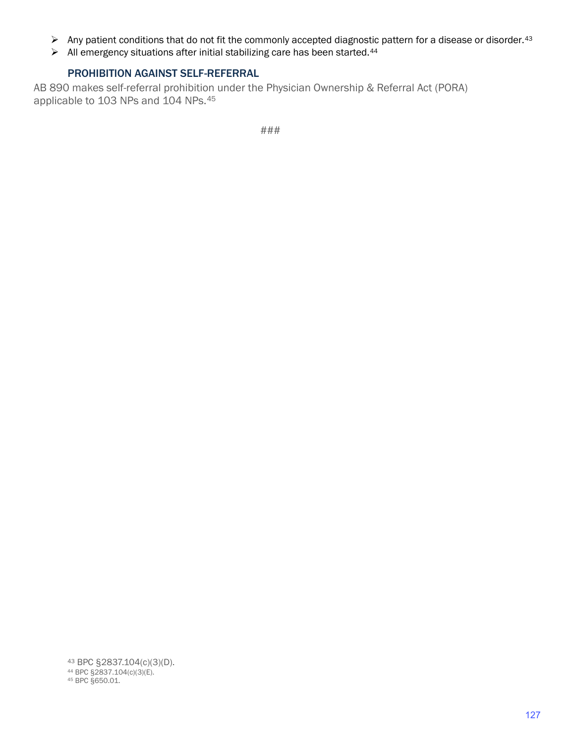- Any patient conditions that do not fit the commonly accepted diagnostic pattern for a disease or disorder.[43]
- All emergency situations after initial stabilizing care has been started.[44]

### PROHIBITION AGAINST SELF-REFERRAL

AB 890 makes self-referral prohibition under the Physician Ownership & Referral Act (PORA) applicable to 103 NPs and 104 NPs.[45]

###

[43] BPC §2837.104(c)(3)(D).
[44] BPC §2837.104(c)(3)(E).
[45] BPC §650.01.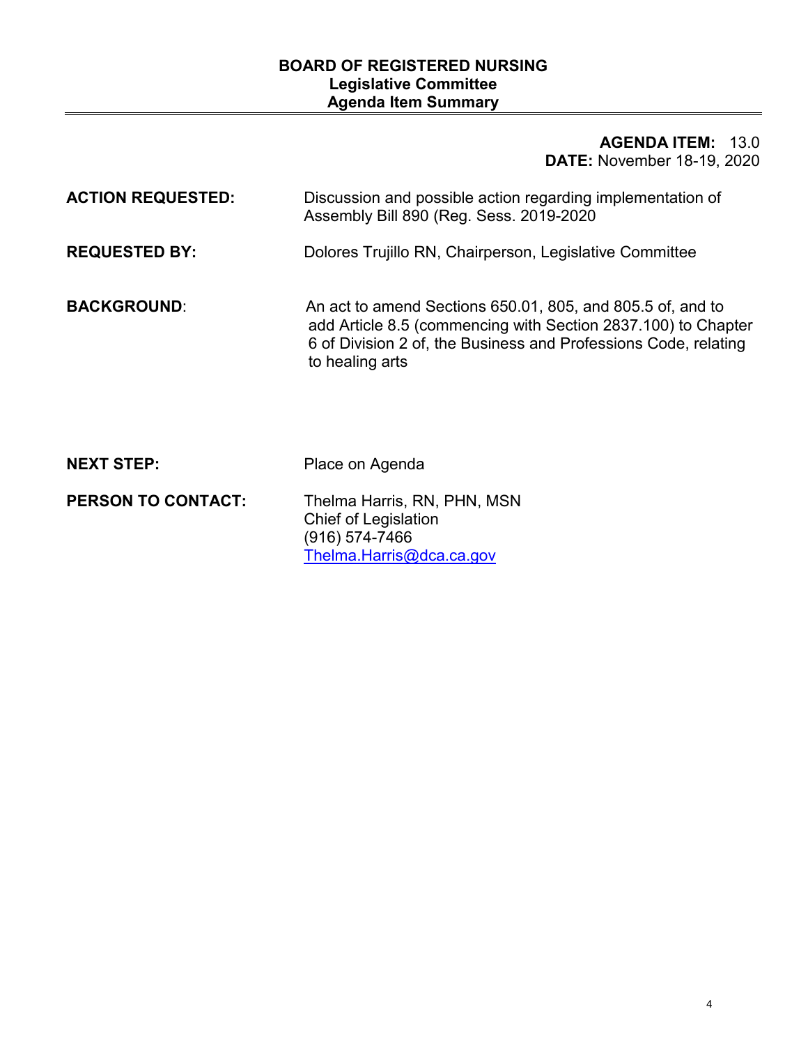# BOARD OF REGISTERED NURSING
## Legislative Committee
## Agenda Item Summary

**AGENDA ITEM:** 13.0
**DATE:** November 18-19, 2020

**ACTION REQUESTED:** Discussion and possible action regarding implementation of Assembly Bill 890 (Reg. Sess. 2019-2020

**REQUESTED BY:** Dolores Trujillo RN, Chairperson, Legislative Committee

**BACKGROUND**: An act to amend Sections 650.01, 805, and 805.5 of, and to add Article 8.5 (commencing with Section 2837.100) to Chapter 6 of Division 2 of, the Business and Professions Code, relating to healing arts

**NEXT STEP:** Place on Agenda

**PERSON TO CONTACT:** Thelma Harris, RN, PHN, MSN
Chief of Legislation
(916) 574-7466
Thelma.Harris@dca.ca.gov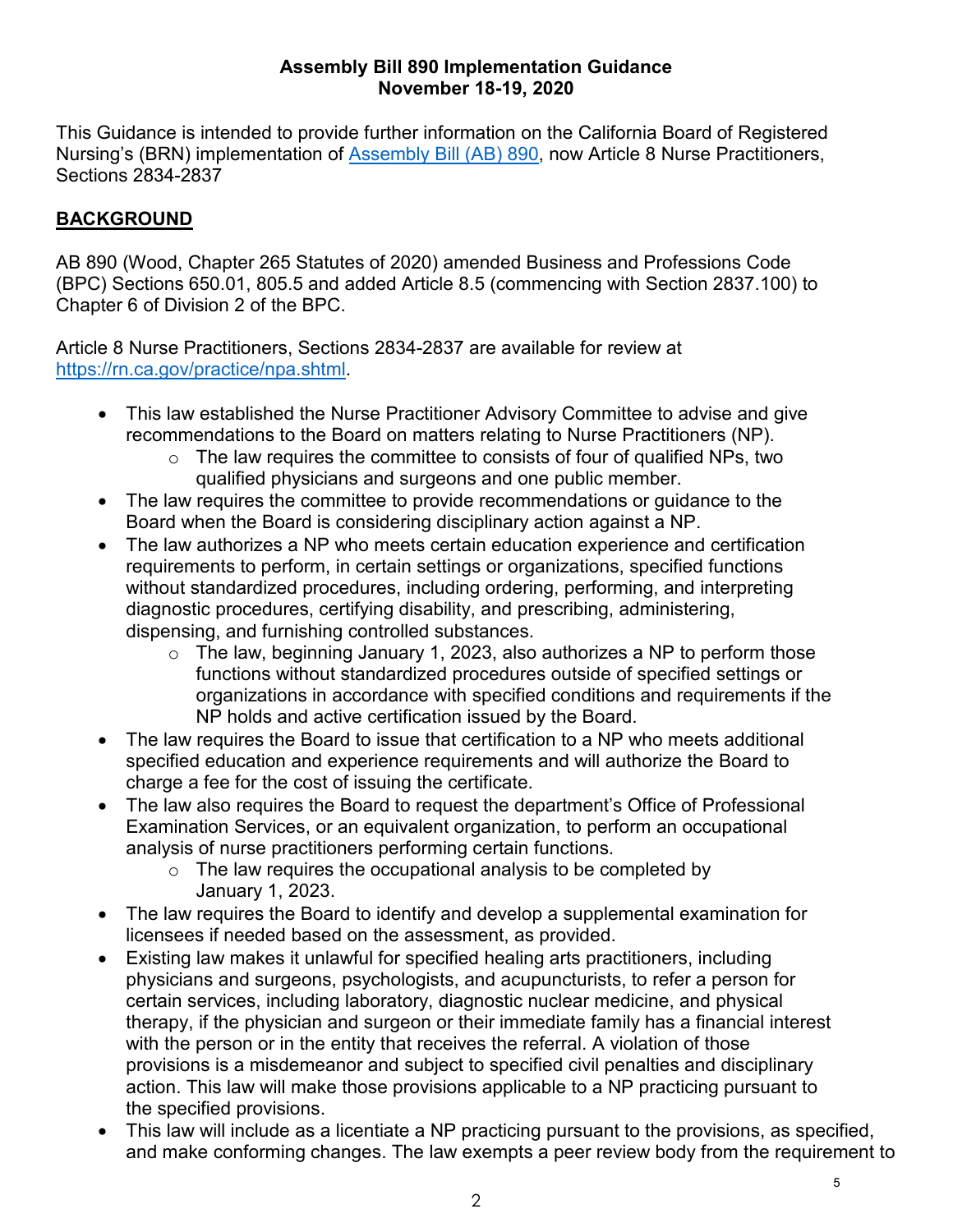**Assembly Bill 890 Implementation Guidance**
**November 18-19, 2020**

This Guidance is intended to provide further information on the California Board of Registered Nursing's (BRN) implementation of [Assembly Bill (AB) 890](), now Article 8 Nurse Practitioners, Sections 2834-2837

## BACKGROUND

AB 890 (Wood, Chapter 265 Statutes of 2020) amended Business and Professions Code (BPC) Sections 650.01, 805.5 and added Article 8.5 (commencing with Section 2837.100) to Chapter 6 of Division 2 of the BPC.

Article 8 Nurse Practitioners, Sections 2834-2837 are available for review at [https://rn.ca.gov/practice/npa.shtml](https://rn.ca.gov/practice/npa.shtml).

- This law established the Nurse Practitioner Advisory Committee to advise and give recommendations to the Board on matters relating to Nurse Practitioners (NP).
  - The law requires the committee to consists of four of qualified NPs, two qualified physicians and surgeons and one public member.
- The law requires the committee to provide recommendations or guidance to the Board when the Board is considering disciplinary action against a NP.
- The law authorizes a NP who meets certain education experience and certification requirements to perform, in certain settings or organizations, specified functions without standardized procedures, including ordering, performing, and interpreting diagnostic procedures, certifying disability, and prescribing, administering, dispensing, and furnishing controlled substances.
  - The law, beginning January 1, 2023, also authorizes a NP to perform those functions without standardized procedures outside of specified settings or organizations in accordance with specified conditions and requirements if the NP holds and active certification issued by the Board.
- The law requires the Board to issue that certification to a NP who meets additional specified education and experience requirements and will authorize the Board to charge a fee for the cost of issuing the certificate.
- The law also requires the Board to request the department's Office of Professional Examination Services, or an equivalent organization, to perform an occupational analysis of nurse practitioners performing certain functions.
  - The law requires the occupational analysis to be completed by January 1, 2023.
- The law requires the Board to identify and develop a supplemental examination for licensees if needed based on the assessment, as provided.
- Existing law makes it unlawful for specified healing arts practitioners, including physicians and surgeons, psychologists, and acupuncturists, to refer a person for certain services, including laboratory, diagnostic nuclear medicine, and physical therapy, if the physician and surgeon or their immediate family has a financial interest with the person or in the entity that receives the referral. A violation of those provisions is a misdemeanor and subject to specified civil penalties and disciplinary action. This law will make those provisions applicable to a NP practicing pursuant to the specified provisions.
- This law will include as a licentiate a NP practicing pursuant to the provisions, as specified, and make conforming changes. The law exempts a peer review body from the requirement to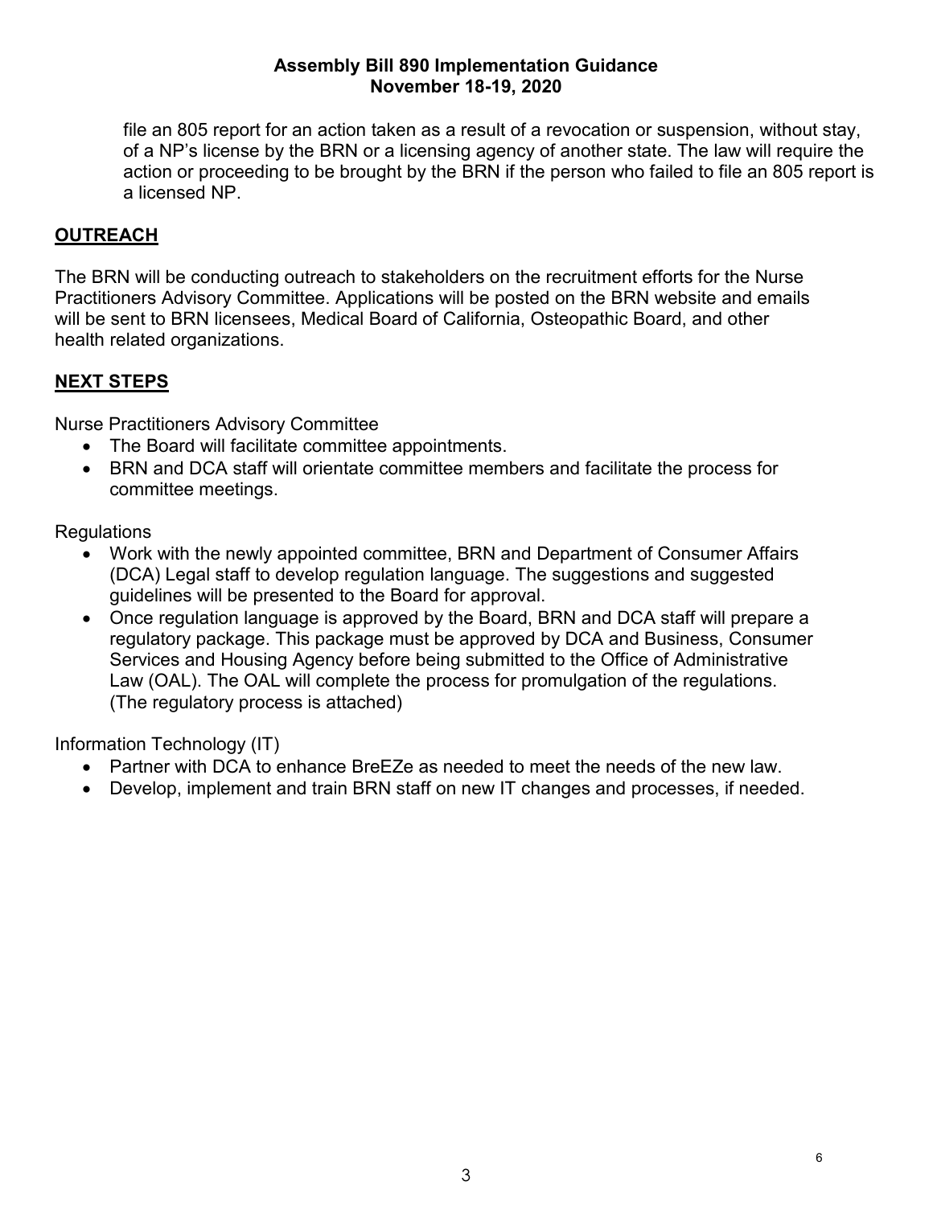file an 805 report for an action taken as a result of a revocation or suspension, without stay, of a NP's license by the BRN or a licensing agency of another state. The law will require the action or proceeding to be brought by the BRN if the person who failed to file an 805 report is a licensed NP.

## OUTREACH

The BRN will be conducting outreach to stakeholders on the recruitment efforts for the Nurse Practitioners Advisory Committee. Applications will be posted on the BRN website and emails will be sent to BRN licensees, Medical Board of California, Osteopathic Board, and other health related organizations.

## NEXT STEPS

Nurse Practitioners Advisory Committee

- The Board will facilitate committee appointments.
- BRN and DCA staff will orientate committee members and facilitate the process for committee meetings.

Regulations

- Work with the newly appointed committee, BRN and Department of Consumer Affairs (DCA) Legal staff to develop regulation language. The suggestions and suggested guidelines will be presented to the Board for approval.
- Once regulation language is approved by the Board, BRN and DCA staff will prepare a regulatory package. This package must be approved by DCA and Business, Consumer Services and Housing Agency before being submitted to the Office of Administrative Law (OAL). The OAL will complete the process for promulgation of the regulations. (The regulatory process is attached)

Information Technology (IT)

- Partner with DCA to enhance BreEZe as needed to meet the needs of the new law.
- Develop, implement and train BRN staff on new IT changes and processes, if needed.